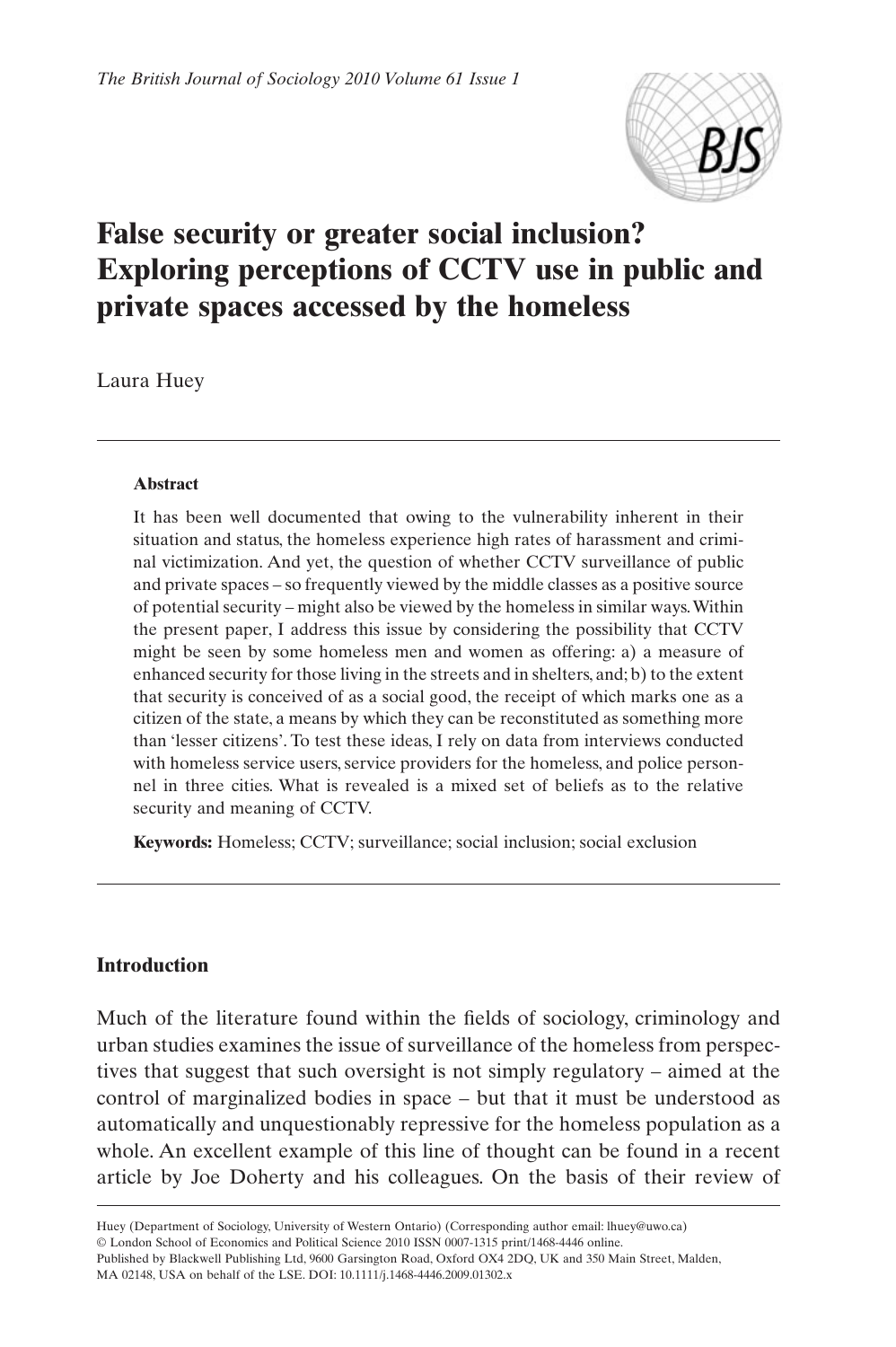# False security or greater social inclusion? Exploring perceptions of CCTV use in public and private spaces accessed by the homeless

Laura Huey

**Abstract**

It has been well documented that owing to the vulnerability inherent in their situation and status, the homeless experience high rates of harassment and criminal victimization. And yet, the question of whether CCTV surveillance of public and private spaces – so frequently viewed by the middle classes as a positive source of potential security – might also be viewed by the homeless in similar ways. Within the present paper, I address this issue by considering the possibility that CCTV might be seen by some homeless men and women as offering: a) a measure of enhanced security for those living in the streets and in shelters, and; b) to the extent that security is conceived of as a social good, the receipt of which marks one as a citizen of the state, a means by which they can be reconstituted as something more than 'lesser citizens'. To test these ideas, I rely on data from interviews conducted with homeless service users, service providers for the homeless, and police personnel in three cities. What is revealed is a mixed set of beliefs as to the relative security and meaning of CCTV.

**Keywords:** Homeless; CCTV; surveillance; social inclusion; social exclusion

## Introduction

Much of the literature found within the fields of sociology, criminology and urban studies examines the issue of surveillance of the homeless from perspectives that suggest that such oversight is not simply regulatory – aimed at the control of marginalized bodies in space – but that it must be understood as automatically and unquestionably repressive for the homeless population as a whole. An excellent example of this line of thought can be found in a recent article by Joe Doherty and his colleagues. On the basis of their review of

Huey (Department of Sociology, University of Western Ontario) (Corresponding author email: lhuey@uwo.ca)
© London School of Economics and Political Science 2010 ISSN 0007-1315 print/1468-4446 online.
Published by Blackwell Publishing Ltd, 9600 Garsington Road, Oxford OX4 2DQ, UK and 350 Main Street, Malden, MA 02148, USA on behalf of the LSE. DOI: 10.1111/j.1468-4446.2009.01302.x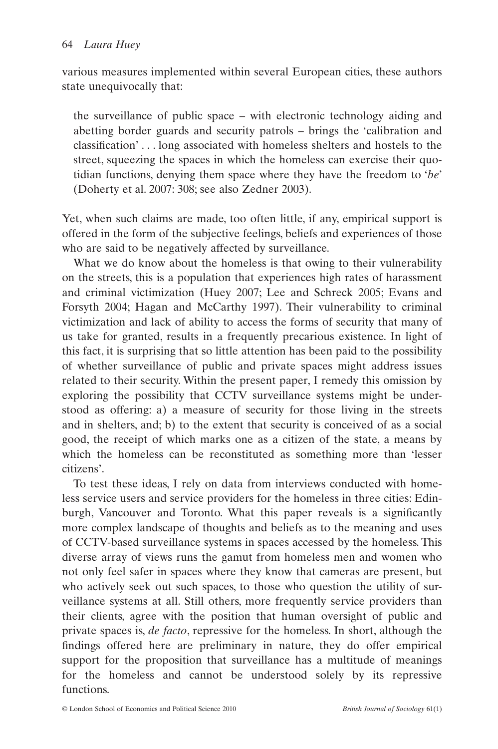various measures implemented within several European cities, these authors state unequivocally that:

> the surveillance of public space – with electronic technology aiding and abetting border guards and security patrols – brings the 'calibration and classification' . . . long associated with homeless shelters and hostels to the street, squeezing the spaces in which the homeless can exercise their quotidian functions, denying them space where they have the freedom to '*be*' (Doherty et al. 2007: 308; see also Zedner 2003).

Yet, when such claims are made, too often little, if any, empirical support is offered in the form of the subjective feelings, beliefs and experiences of those who are said to be negatively affected by surveillance.

What we do know about the homeless is that owing to their vulnerability on the streets, this is a population that experiences high rates of harassment and criminal victimization (Huey 2007; Lee and Schreck 2005; Evans and Forsyth 2004; Hagan and McCarthy 1997). Their vulnerability to criminal victimization and lack of ability to access the forms of security that many of us take for granted, results in a frequently precarious existence. In light of this fact, it is surprising that so little attention has been paid to the possibility of whether surveillance of public and private spaces might address issues related to their security. Within the present paper, I remedy this omission by exploring the possibility that CCTV surveillance systems might be understood as offering: a) a measure of security for those living in the streets and in shelters, and; b) to the extent that security is conceived of as a social good, the receipt of which marks one as a citizen of the state, a means by which the homeless can be reconstituted as something more than 'lesser citizens'.

To test these ideas, I rely on data from interviews conducted with homeless service users and service providers for the homeless in three cities: Edinburgh, Vancouver and Toronto. What this paper reveals is a significantly more complex landscape of thoughts and beliefs as to the meaning and uses of CCTV-based surveillance systems in spaces accessed by the homeless. This diverse array of views runs the gamut from homeless men and women who not only feel safer in spaces where they know that cameras are present, but who actively seek out such spaces, to those who question the utility of surveillance systems at all. Still others, more frequently service providers than their clients, agree with the position that human oversight of public and private spaces is, *de facto*, repressive for the homeless. In short, although the findings offered here are preliminary in nature, they do offer empirical support for the proposition that surveillance has a multitude of meanings for the homeless and cannot be understood solely by its repressive functions.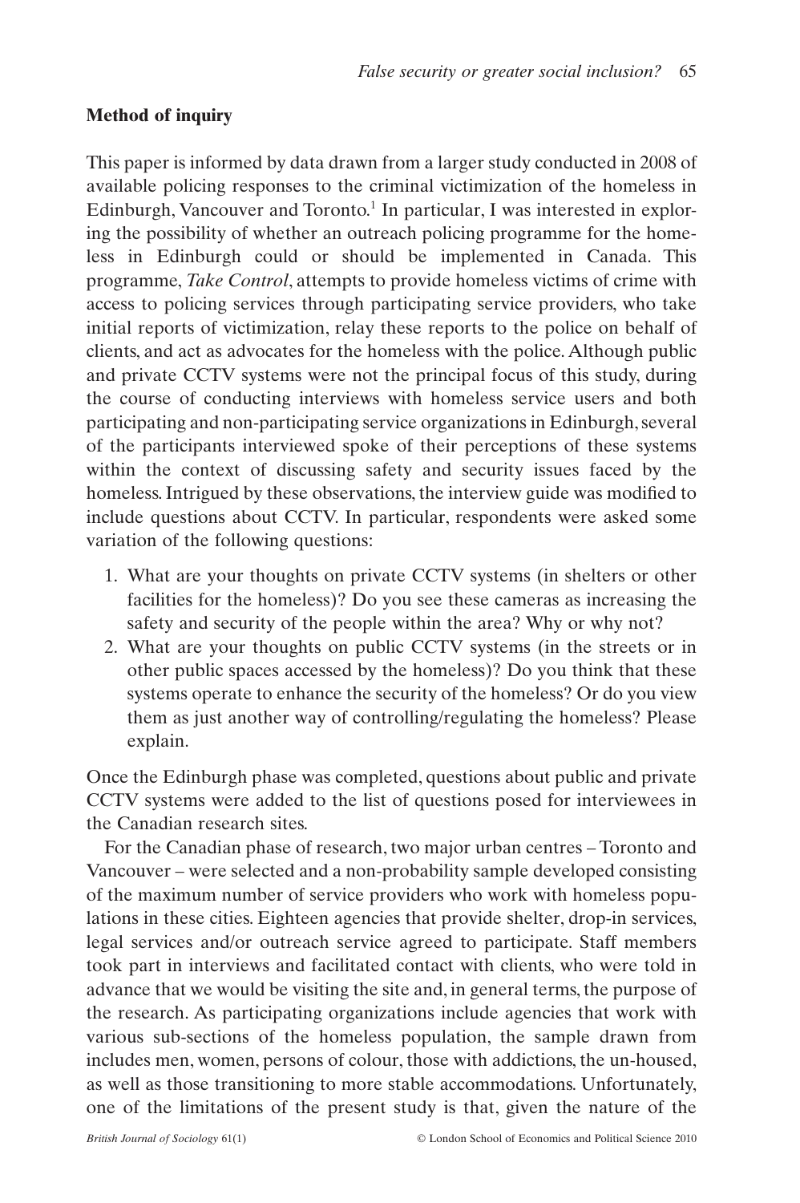## Method of inquiry

This paper is informed by data drawn from a larger study conducted in 2008 of available policing responses to the criminal victimization of the homeless in Edinburgh, Vancouver and Toronto.[1] In particular, I was interested in exploring the possibility of whether an outreach policing programme for the homeless in Edinburgh could or should be implemented in Canada. This programme, *Take Control*, attempts to provide homeless victims of crime with access to policing services through participating service providers, who take initial reports of victimization, relay these reports to the police on behalf of clients, and act as advocates for the homeless with the police. Although public and private CCTV systems were not the principal focus of this study, during the course of conducting interviews with homeless service users and both participating and non-participating service organizations in Edinburgh, several of the participants interviewed spoke of their perceptions of these systems within the context of discussing safety and security issues faced by the homeless. Intrigued by these observations, the interview guide was modified to include questions about CCTV. In particular, respondents were asked some variation of the following questions:

1. What are your thoughts on private CCTV systems (in shelters or other facilities for the homeless)? Do you see these cameras as increasing the safety and security of the people within the area? Why or why not?
2. What are your thoughts on public CCTV systems (in the streets or in other public spaces accessed by the homeless)? Do you think that these systems operate to enhance the security of the homeless? Or do you view them as just another way of controlling/regulating the homeless? Please explain.

Once the Edinburgh phase was completed, questions about public and private CCTV systems were added to the list of questions posed for interviewees in the Canadian research sites.

For the Canadian phase of research, two major urban centres – Toronto and Vancouver – were selected and a non-probability sample developed consisting of the maximum number of service providers who work with homeless populations in these cities. Eighteen agencies that provide shelter, drop-in services, legal services and/or outreach service agreed to participate. Staff members took part in interviews and facilitated contact with clients, who were told in advance that we would be visiting the site and, in general terms, the purpose of the research. As participating organizations include agencies that work with various sub-sections of the homeless population, the sample drawn from includes men, women, persons of colour, those with addictions, the un-housed, as well as those transitioning to more stable accommodations. Unfortunately, one of the limitations of the present study is that, given the nature of the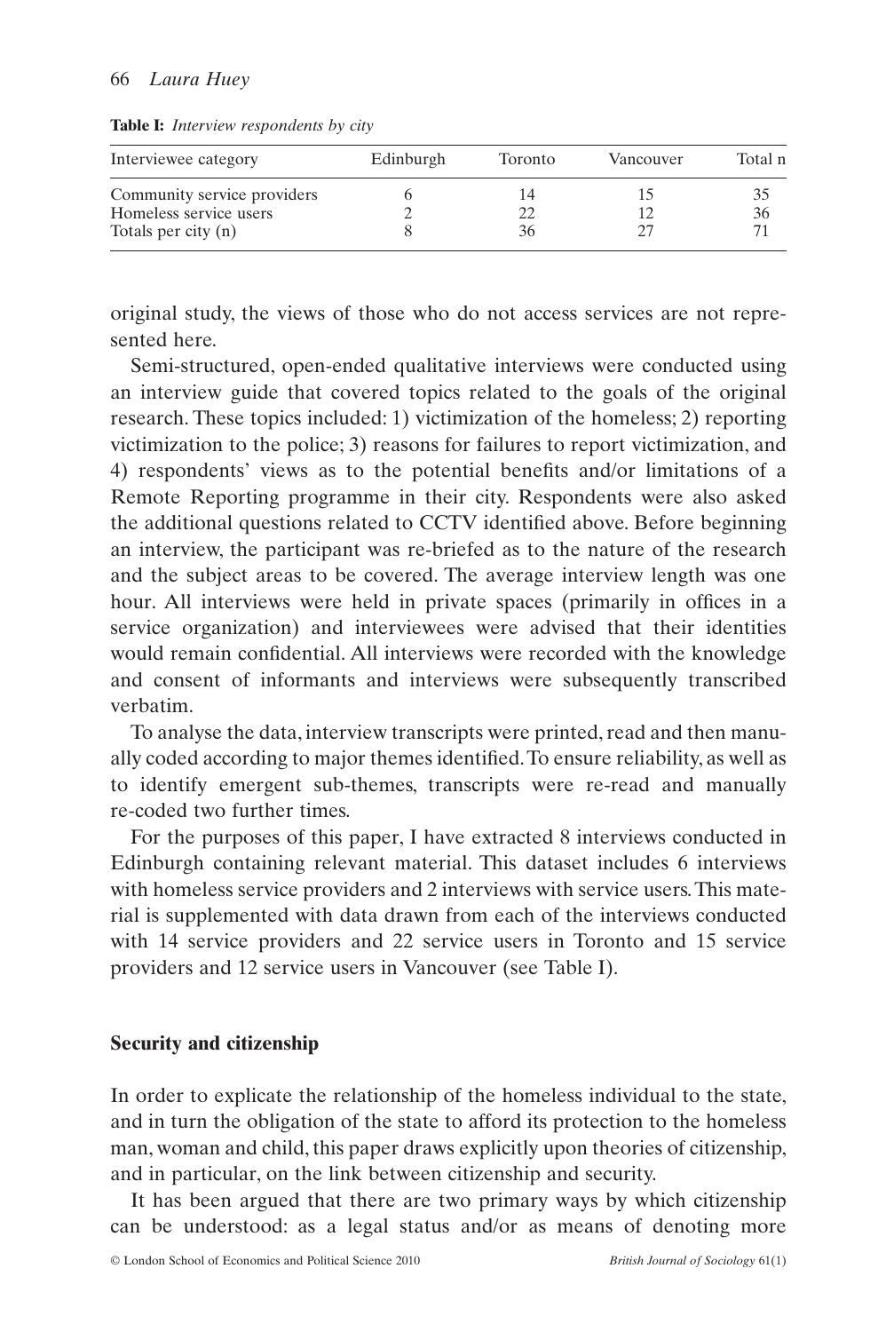**Table I:** *Interview respondents by city*

| Interviewee category | Edinburgh | Toronto | Vancouver | Total n |
|---|---|---|---|---|
| Community service providers | 6 | 14 | 15 | 35 |
| Homeless service users | 2 | 22 | 12 | 36 |
| Totals per city (n) | 8 | 36 | 27 | 71 |

original study, the views of those who do not access services are not represented here.

Semi-structured, open-ended qualitative interviews were conducted using an interview guide that covered topics related to the goals of the original research. These topics included: 1) victimization of the homeless; 2) reporting victimization to the police; 3) reasons for failures to report victimization, and 4) respondents' views as to the potential benefits and/or limitations of a Remote Reporting programme in their city. Respondents were also asked the additional questions related to CCTV identified above. Before beginning an interview, the participant was re-briefed as to the nature of the research and the subject areas to be covered. The average interview length was one hour. All interviews were held in private spaces (primarily in offices in a service organization) and interviewees were advised that their identities would remain confidential. All interviews were recorded with the knowledge and consent of informants and interviews were subsequently transcribed verbatim.

To analyse the data, interview transcripts were printed, read and then manually coded according to major themes identified. To ensure reliability, as well as to identify emergent sub-themes, transcripts were re-read and manually re-coded two further times.

For the purposes of this paper, I have extracted 8 interviews conducted in Edinburgh containing relevant material. This dataset includes 6 interviews with homeless service providers and 2 interviews with service users. This material is supplemented with data drawn from each of the interviews conducted with 14 service providers and 22 service users in Toronto and 15 service providers and 12 service users in Vancouver (see Table I).

## Security and citizenship

In order to explicate the relationship of the homeless individual to the state, and in turn the obligation of the state to afford its protection to the homeless man, woman and child, this paper draws explicitly upon theories of citizenship, and in particular, on the link between citizenship and security.

It has been argued that there are two primary ways by which citizenship can be understood: as a legal status and/or as means of denoting more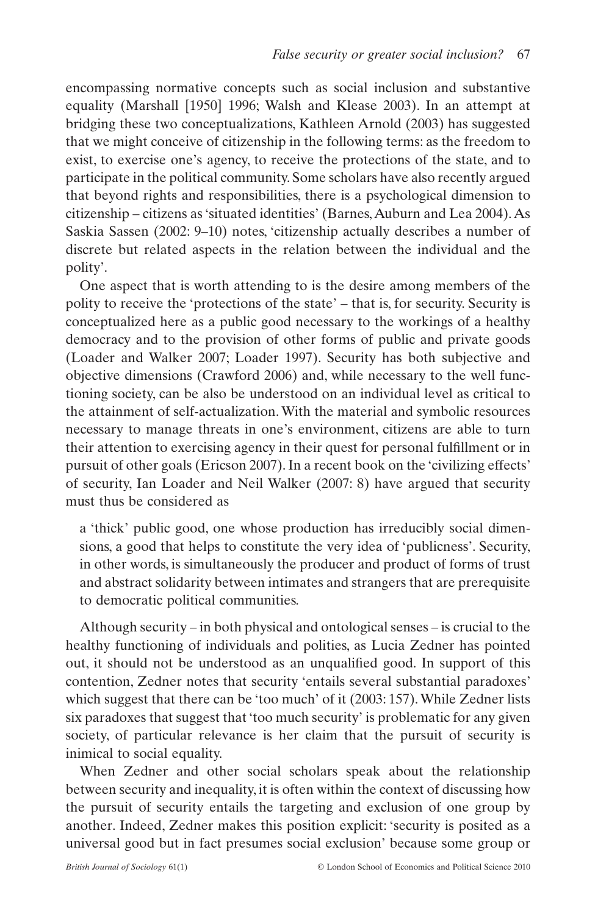encompassing normative concepts such as social inclusion and substantive equality (Marshall [1950] 1996; Walsh and Klease 2003). In an attempt at bridging these two conceptualizations, Kathleen Arnold (2003) has suggested that we might conceive of citizenship in the following terms: as the freedom to exist, to exercise one's agency, to receive the protections of the state, and to participate in the political community. Some scholars have also recently argued that beyond rights and responsibilities, there is a psychological dimension to citizenship – citizens as 'situated identities' (Barnes, Auburn and Lea 2004). As Saskia Sassen (2002: 9–10) notes, 'citizenship actually describes a number of discrete but related aspects in the relation between the individual and the polity'.

One aspect that is worth attending to is the desire among members of the polity to receive the 'protections of the state' – that is, for security. Security is conceptualized here as a public good necessary to the workings of a healthy democracy and to the provision of other forms of public and private goods (Loader and Walker 2007; Loader 1997). Security has both subjective and objective dimensions (Crawford 2006) and, while necessary to the well functioning society, can be also be understood on an individual level as critical to the attainment of self-actualization. With the material and symbolic resources necessary to manage threats in one's environment, citizens are able to turn their attention to exercising agency in their quest for personal fulfillment or in pursuit of other goals (Ericson 2007). In a recent book on the 'civilizing effects' of security, Ian Loader and Neil Walker (2007: 8) have argued that security must thus be considered as

> a 'thick' public good, one whose production has irreducibly social dimensions, a good that helps to constitute the very idea of 'publicness'. Security, in other words, is simultaneously the producer and product of forms of trust and abstract solidarity between intimates and strangers that are prerequisite to democratic political communities.

Although security – in both physical and ontological senses – is crucial to the healthy functioning of individuals and polities, as Lucia Zedner has pointed out, it should not be understood as an unqualified good. In support of this contention, Zedner notes that security 'entails several substantial paradoxes' which suggest that there can be 'too much' of it (2003: 157). While Zedner lists six paradoxes that suggest that 'too much security' is problematic for any given society, of particular relevance is her claim that the pursuit of security is inimical to social equality.

When Zedner and other social scholars speak about the relationship between security and inequality, it is often within the context of discussing how the pursuit of security entails the targeting and exclusion of one group by another. Indeed, Zedner makes this position explicit: 'security is posited as a universal good but in fact presumes social exclusion' because some group or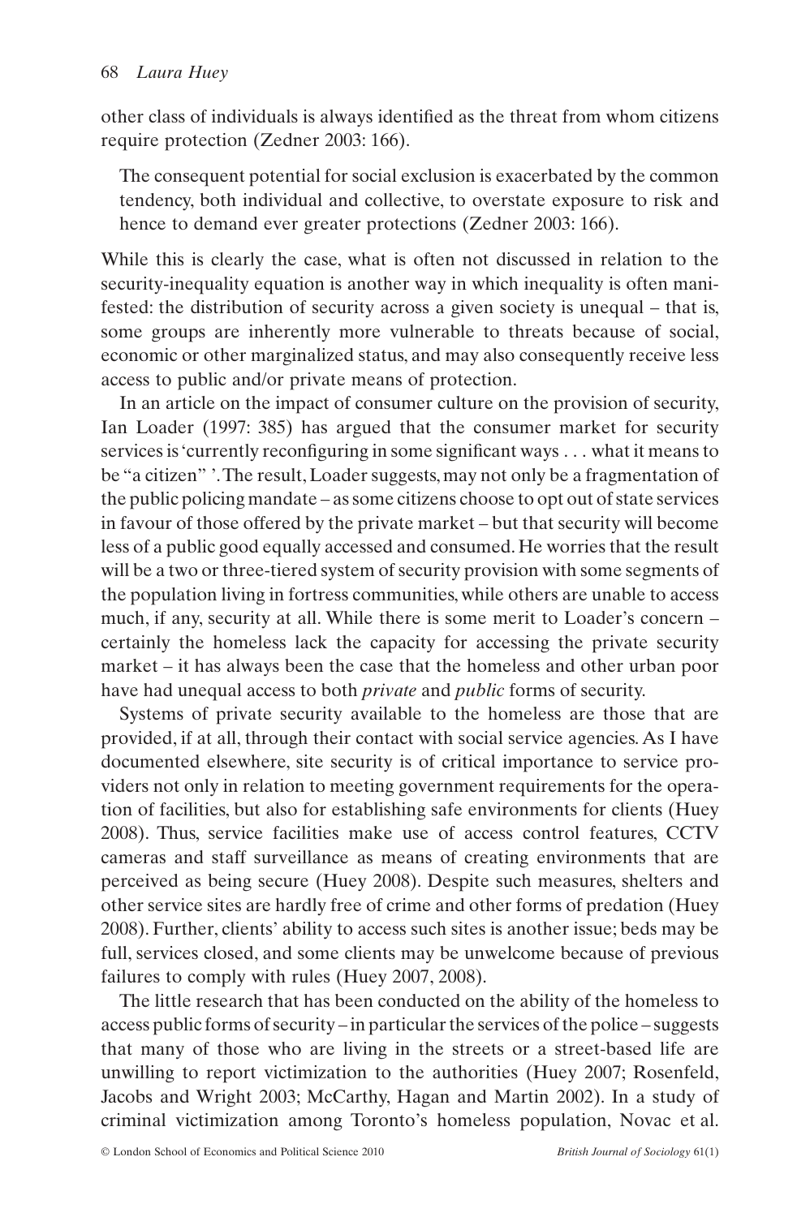other class of individuals is always identified as the threat from whom citizens require protection (Zedner 2003: 166).

> The consequent potential for social exclusion is exacerbated by the common tendency, both individual and collective, to overstate exposure to risk and hence to demand ever greater protections (Zedner 2003: 166).

While this is clearly the case, what is often not discussed in relation to the security-inequality equation is another way in which inequality is often manifested: the distribution of security across a given society is unequal – that is, some groups are inherently more vulnerable to threats because of social, economic or other marginalized status, and may also consequently receive less access to public and/or private means of protection.

In an article on the impact of consumer culture on the provision of security, Ian Loader (1997: 385) has argued that the consumer market for security services is 'currently reconfiguring in some significant ways . . . what it means to be "a citizen" '. The result, Loader suggests, may not only be a fragmentation of the public policing mandate – as some citizens choose to opt out of state services in favour of those offered by the private market – but that security will become less of a public good equally accessed and consumed. He worries that the result will be a two or three-tiered system of security provision with some segments of the population living in fortress communities, while others are unable to access much, if any, security at all. While there is some merit to Loader's concern – certainly the homeless lack the capacity for accessing the private security market – it has always been the case that the homeless and other urban poor have had unequal access to both *private* and *public* forms of security.

Systems of private security available to the homeless are those that are provided, if at all, through their contact with social service agencies. As I have documented elsewhere, site security is of critical importance to service providers not only in relation to meeting government requirements for the operation of facilities, but also for establishing safe environments for clients (Huey 2008). Thus, service facilities make use of access control features, CCTV cameras and staff surveillance as means of creating environments that are perceived as being secure (Huey 2008). Despite such measures, shelters and other service sites are hardly free of crime and other forms of predation (Huey 2008). Further, clients' ability to access such sites is another issue; beds may be full, services closed, and some clients may be unwelcome because of previous failures to comply with rules (Huey 2007, 2008).

The little research that has been conducted on the ability of the homeless to access public forms of security – in particular the services of the police – suggests that many of those who are living in the streets or a street-based life are unwilling to report victimization to the authorities (Huey 2007; Rosenfeld, Jacobs and Wright 2003; McCarthy, Hagan and Martin 2002). In a study of criminal victimization among Toronto's homeless population, Novac et al.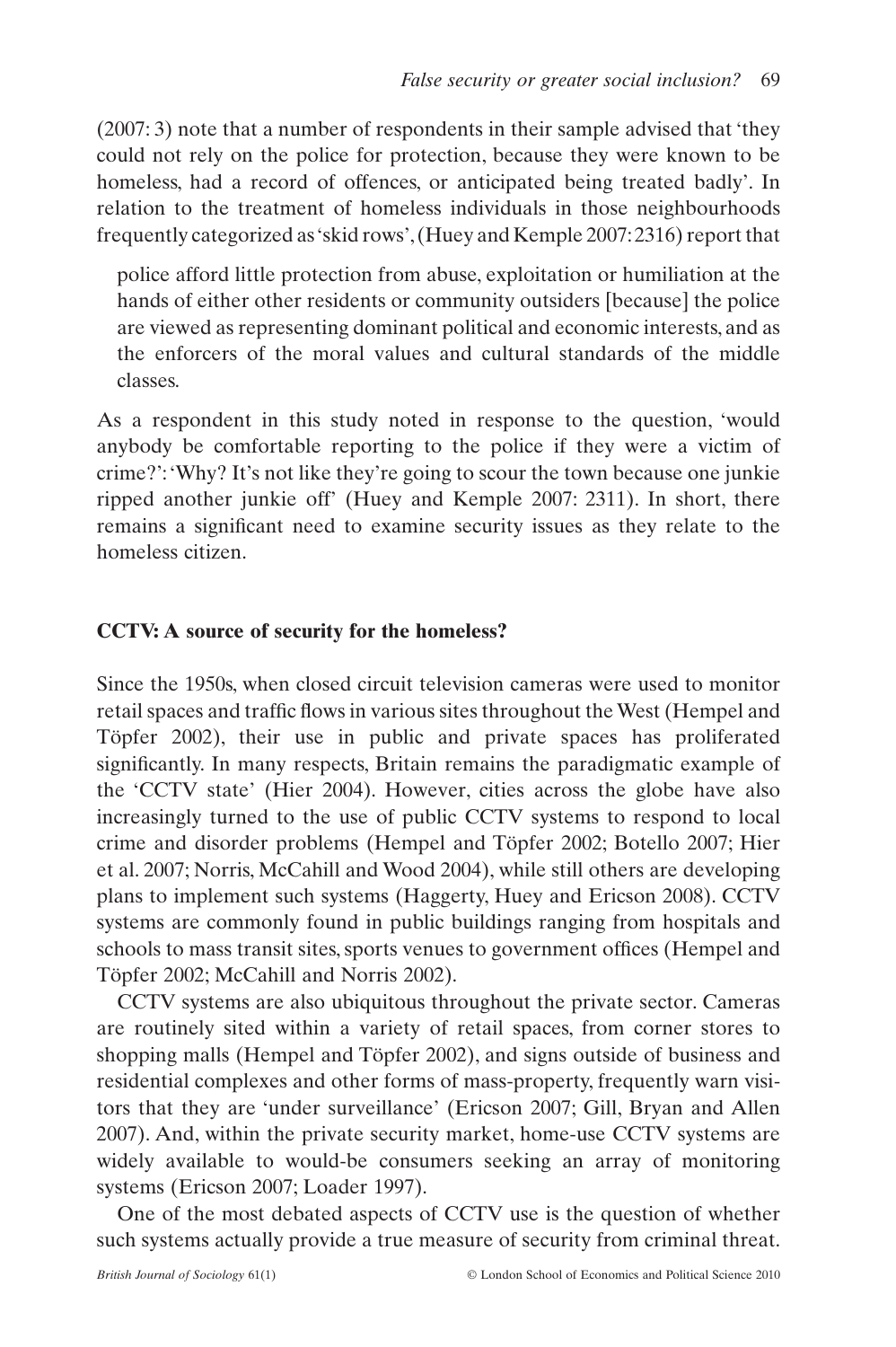(2007: 3) note that a number of respondents in their sample advised that 'they could not rely on the police for protection, because they were known to be homeless, had a record of offences, or anticipated being treated badly'. In relation to the treatment of homeless individuals in those neighbourhoods frequently categorized as 'skid rows', (Huey and Kemple 2007: 2316) report that

> police afford little protection from abuse, exploitation or humiliation at the hands of either other residents or community outsiders [because] the police are viewed as representing dominant political and economic interests, and as the enforcers of the moral values and cultural standards of the middle classes.

As a respondent in this study noted in response to the question, 'would anybody be comfortable reporting to the police if they were a victim of crime?': 'Why? It's not like they're going to scour the town because one junkie ripped another junkie off' (Huey and Kemple 2007: 2311). In short, there remains a significant need to examine security issues as they relate to the homeless citizen.

## CCTV: A source of security for the homeless?

Since the 1950s, when closed circuit television cameras were used to monitor retail spaces and traffic flows in various sites throughout the West (Hempel and Töpfer 2002), their use in public and private spaces has proliferated significantly. In many respects, Britain remains the paradigmatic example of the 'CCTV state' (Hier 2004). However, cities across the globe have also increasingly turned to the use of public CCTV systems to respond to local crime and disorder problems (Hempel and Töpfer 2002; Botello 2007; Hier et al. 2007; Norris, McCahill and Wood 2004), while still others are developing plans to implement such systems (Haggerty, Huey and Ericson 2008). CCTV systems are commonly found in public buildings ranging from hospitals and schools to mass transit sites, sports venues to government offices (Hempel and Töpfer 2002; McCahill and Norris 2002).

CCTV systems are also ubiquitous throughout the private sector. Cameras are routinely sited within a variety of retail spaces, from corner stores to shopping malls (Hempel and Töpfer 2002), and signs outside of business and residential complexes and other forms of mass-property, frequently warn visitors that they are 'under surveillance' (Ericson 2007; Gill, Bryan and Allen 2007). And, within the private security market, home-use CCTV systems are widely available to would-be consumers seeking an array of monitoring systems (Ericson 2007; Loader 1997).

One of the most debated aspects of CCTV use is the question of whether such systems actually provide a true measure of security from criminal threat.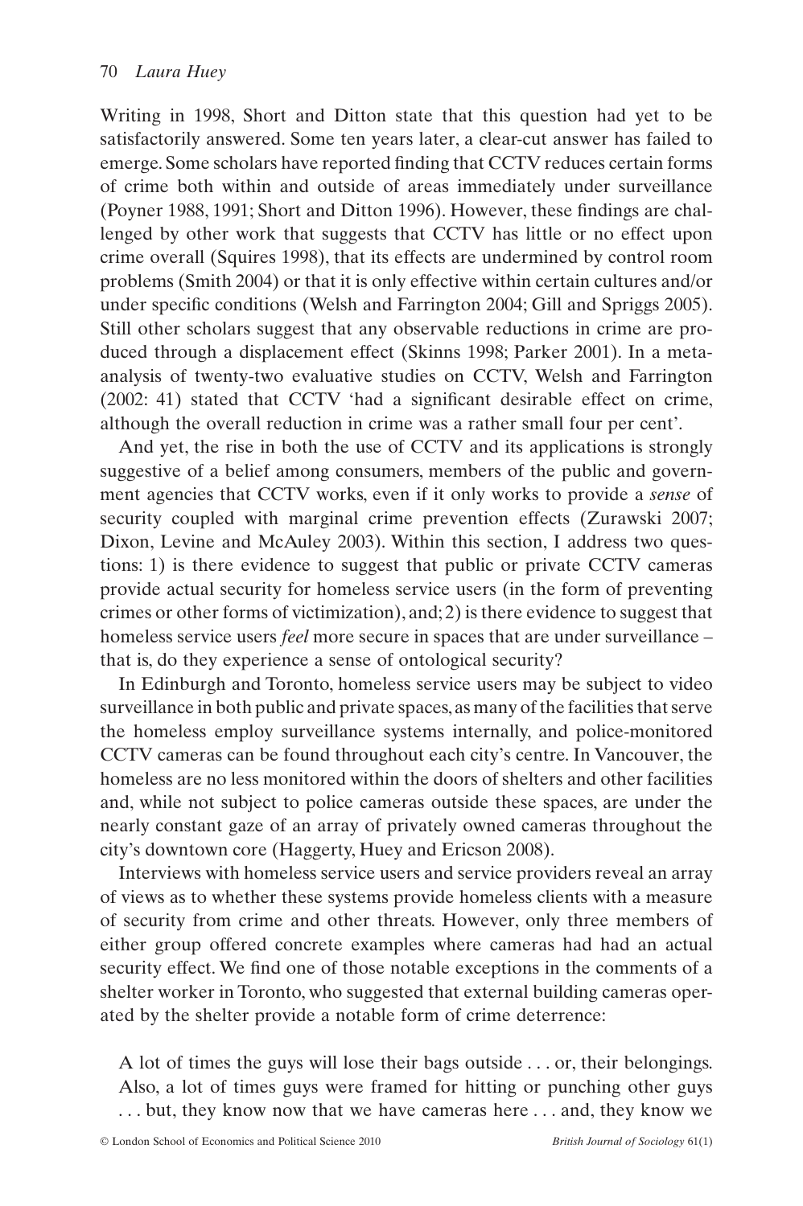Writing in 1998, Short and Ditton state that this question had yet to be satisfactorily answered. Some ten years later, a clear-cut answer has failed to emerge. Some scholars have reported finding that CCTV reduces certain forms of crime both within and outside of areas immediately under surveillance (Poyner 1988, 1991; Short and Ditton 1996). However, these findings are challenged by other work that suggests that CCTV has little or no effect upon crime overall (Squires 1998), that its effects are undermined by control room problems (Smith 2004) or that it is only effective within certain cultures and/or under specific conditions (Welsh and Farrington 2004; Gill and Spriggs 2005). Still other scholars suggest that any observable reductions in crime are produced through a displacement effect (Skinns 1998; Parker 2001). In a meta-analysis of twenty-two evaluative studies on CCTV, Welsh and Farrington (2002: 41) stated that CCTV 'had a significant desirable effect on crime, although the overall reduction in crime was a rather small four per cent'.

And yet, the rise in both the use of CCTV and its applications is strongly suggestive of a belief among consumers, members of the public and government agencies that CCTV works, even if it only works to provide a *sense* of security coupled with marginal crime prevention effects (Zurawski 2007; Dixon, Levine and McAuley 2003). Within this section, I address two questions: 1) is there evidence to suggest that public or private CCTV cameras provide actual security for homeless service users (in the form of preventing crimes or other forms of victimization), and; 2) is there evidence to suggest that homeless service users *feel* more secure in spaces that are under surveillance – that is, do they experience a sense of ontological security?

In Edinburgh and Toronto, homeless service users may be subject to video surveillance in both public and private spaces, as many of the facilities that serve the homeless employ surveillance systems internally, and police-monitored CCTV cameras can be found throughout each city's centre. In Vancouver, the homeless are no less monitored within the doors of shelters and other facilities and, while not subject to police cameras outside these spaces, are under the nearly constant gaze of an array of privately owned cameras throughout the city's downtown core (Haggerty, Huey and Ericson 2008).

Interviews with homeless service users and service providers reveal an array of views as to whether these systems provide homeless clients with a measure of security from crime and other threats. However, only three members of either group offered concrete examples where cameras had had an actual security effect. We find one of those notable exceptions in the comments of a shelter worker in Toronto, who suggested that external building cameras operated by the shelter provide a notable form of crime deterrence:

> A lot of times the guys will lose their bags outside . . . or, their belongings. Also, a lot of times guys were framed for hitting or punching other guys . . . but, they know now that we have cameras here . . . and, they know we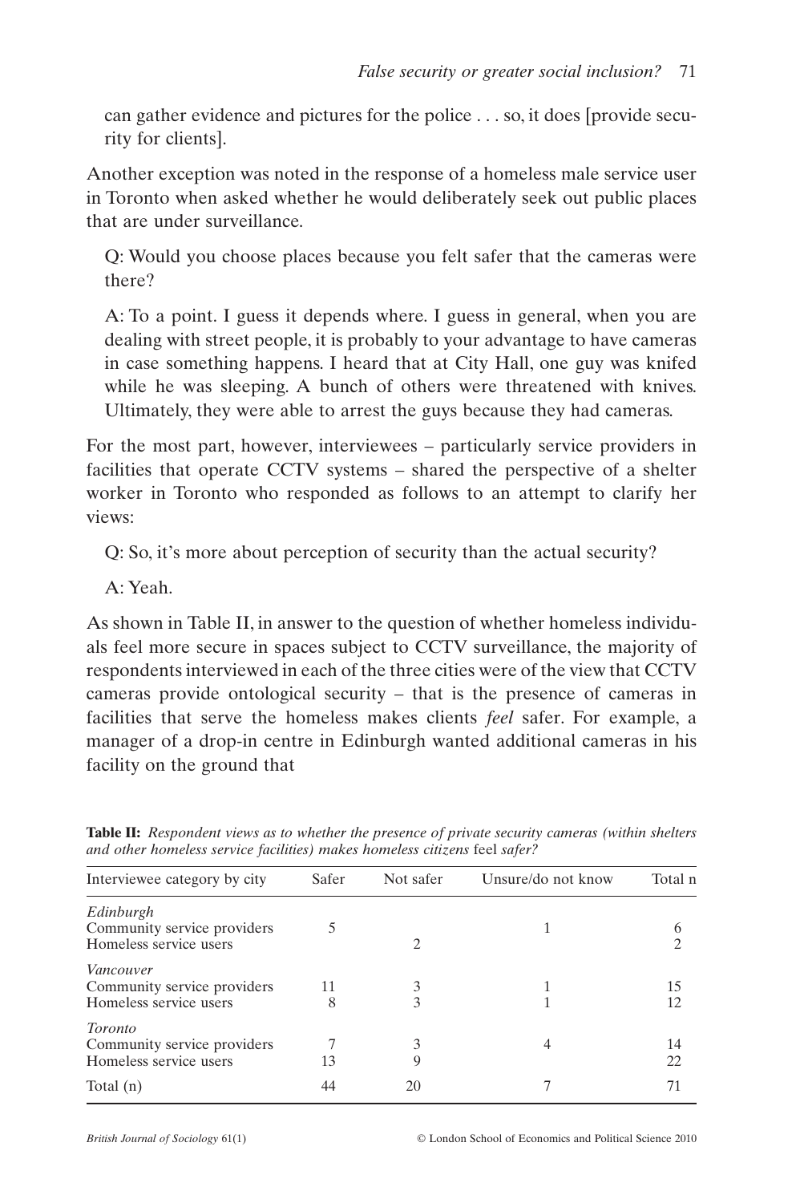can gather evidence and pictures for the police . . . so, it does [provide security for clients].

Another exception was noted in the response of a homeless male service user in Toronto when asked whether he would deliberately seek out public places that are under surveillance.

> Q: Would you choose places because you felt safer that the cameras were there?
>
> A: To a point. I guess it depends where. I guess in general, when you are dealing with street people, it is probably to your advantage to have cameras in case something happens. I heard that at City Hall, one guy was knifed while he was sleeping. A bunch of others were threatened with knives. Ultimately, they were able to arrest the guys because they had cameras.

For the most part, however, interviewees – particularly service providers in facilities that operate CCTV systems – shared the perspective of a shelter worker in Toronto who responded as follows to an attempt to clarify her views:

> Q: So, it's more about perception of security than the actual security?
>
> A: Yeah.

As shown in Table II, in answer to the question of whether homeless individuals feel more secure in spaces subject to CCTV surveillance, the majority of respondents interviewed in each of the three cities were of the view that CCTV cameras provide ontological security – that is the presence of cameras in facilities that serve the homeless makes clients *feel* safer. For example, a manager of a drop-in centre in Edinburgh wanted additional cameras in his facility on the ground that

**Table II:** *Respondent views as to whether the presence of private security cameras (within shelters and other homeless service facilities) makes homeless citizens* feel *safer?*

| Interviewee category by city | Safer | Not safer | Unsure/do not know | Total n |
|---|---|---|---|---|
| *Edinburgh* | | | | |
| Community service providers | 5 | | 1 | 6 |
| Homeless service users | | 2 | | 2 |
| *Vancouver* | | | | |
| Community service providers | 11 | 3 | 1 | 15 |
| Homeless service users | 8 | 3 | 1 | 12 |
| *Toronto* | | | | |
| Community service providers | 7 | 3 | 4 | 14 |
| Homeless service users | 13 | 9 | | 22 |
| Total (n) | 44 | 20 | 7 | 71 |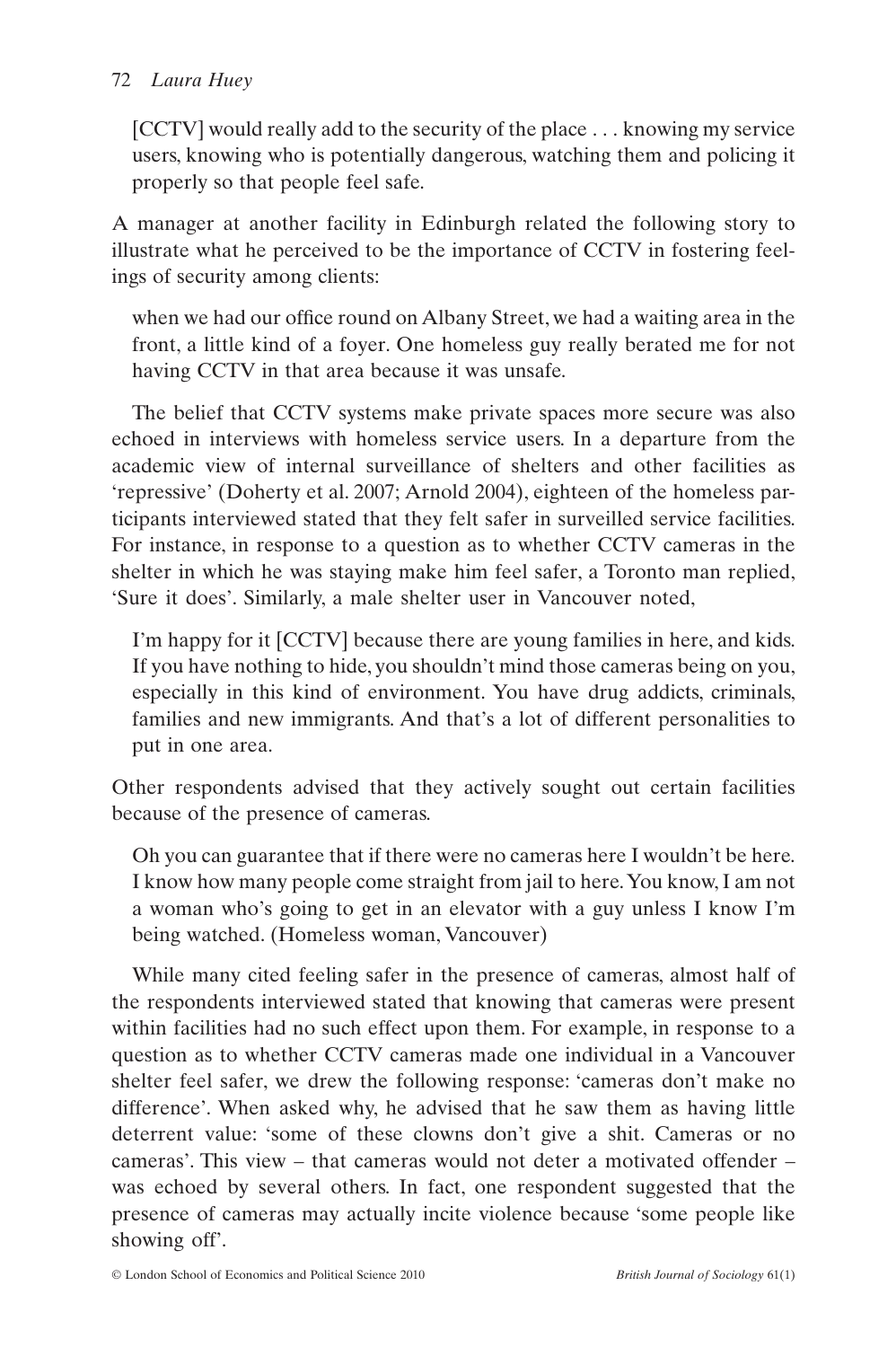[CCTV] would really add to the security of the place . . . knowing my service users, knowing who is potentially dangerous, watching them and policing it properly so that people feel safe.

A manager at another facility in Edinburgh related the following story to illustrate what he perceived to be the importance of CCTV in fostering feelings of security among clients:

when we had our office round on Albany Street, we had a waiting area in the front, a little kind of a foyer. One homeless guy really berated me for not having CCTV in that area because it was unsafe.

The belief that CCTV systems make private spaces more secure was also echoed in interviews with homeless service users. In a departure from the academic view of internal surveillance of shelters and other facilities as 'repressive' (Doherty et al. 2007; Arnold 2004), eighteen of the homeless participants interviewed stated that they felt safer in surveilled service facilities. For instance, in response to a question as to whether CCTV cameras in the shelter in which he was staying make him feel safer, a Toronto man replied, 'Sure it does'. Similarly, a male shelter user in Vancouver noted,

I'm happy for it [CCTV] because there are young families in here, and kids. If you have nothing to hide, you shouldn't mind those cameras being on you, especially in this kind of environment. You have drug addicts, criminals, families and new immigrants. And that's a lot of different personalities to put in one area.

Other respondents advised that they actively sought out certain facilities because of the presence of cameras.

Oh you can guarantee that if there were no cameras here I wouldn't be here. I know how many people come straight from jail to here. You know, I am not a woman who's going to get in an elevator with a guy unless I know I'm being watched. (Homeless woman, Vancouver)

While many cited feeling safer in the presence of cameras, almost half of the respondents interviewed stated that knowing that cameras were present within facilities had no such effect upon them. For example, in response to a question as to whether CCTV cameras made one individual in a Vancouver shelter feel safer, we drew the following response: 'cameras don't make no difference'. When asked why, he advised that he saw them as having little deterrent value: 'some of these clowns don't give a shit. Cameras or no cameras'. This view – that cameras would not deter a motivated offender – was echoed by several others. In fact, one respondent suggested that the presence of cameras may actually incite violence because 'some people like showing off'.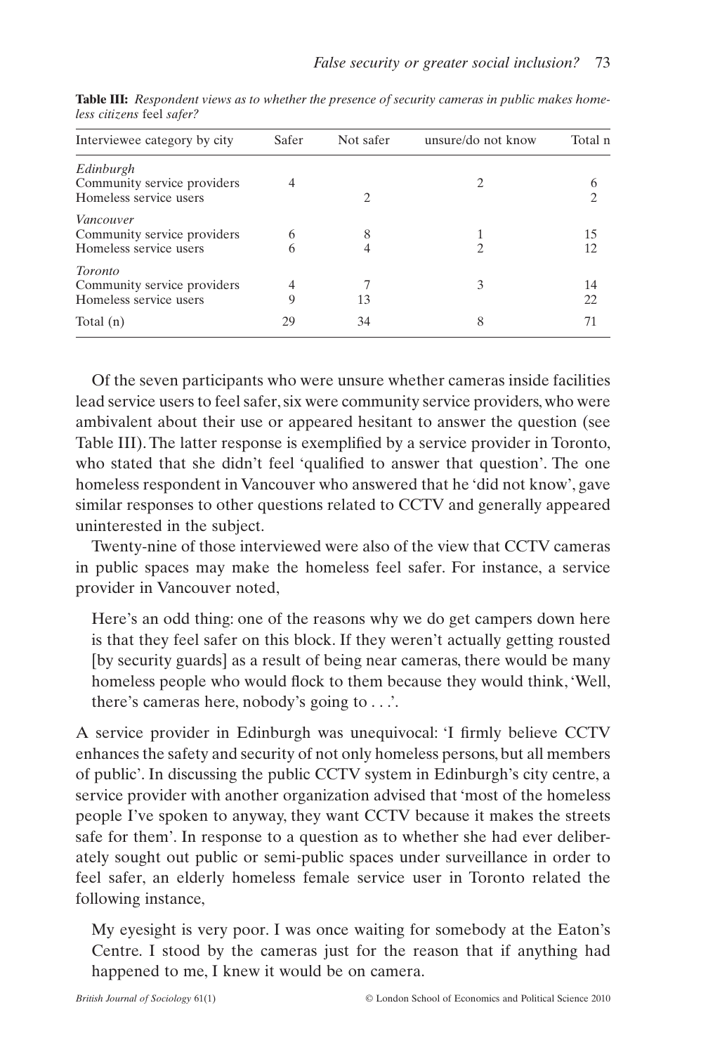**Table III:** *Respondent views as to whether the presence of security cameras in public makes homeless citizens* feel *safer?*

| Interviewee category by city | Safer | Not safer | unsure/do not know | Total n |
|---|---|---|---|---|
| *Edinburgh* | | | | |
| Community service providers | 4 | | 2 | 6 |
| Homeless service users | | 2 | | 2 |
| *Vancouver* | | | | |
| Community service providers | 6 | 8 | 1 | 15 |
| Homeless service users | 6 | 4 | 2 | 12 |
| *Toronto* | | | | |
| Community service providers | 4 | 7 | 3 | 14 |
| Homeless service users | 9 | 13 | | 22 |
| Total (n) | 29 | 34 | 8 | 71 |

Of the seven participants who were unsure whether cameras inside facilities lead service users to feel safer, six were community service providers, who were ambivalent about their use or appeared hesitant to answer the question (see Table III). The latter response is exemplified by a service provider in Toronto, who stated that she didn't feel 'qualified to answer that question'. The one homeless respondent in Vancouver who answered that he 'did not know', gave similar responses to other questions related to CCTV and generally appeared uninterested in the subject.

Twenty-nine of those interviewed were also of the view that CCTV cameras in public spaces may make the homeless feel safer. For instance, a service provider in Vancouver noted,

> Here's an odd thing: one of the reasons why we do get campers down here is that they feel safer on this block. If they weren't actually getting rousted [by security guards] as a result of being near cameras, there would be many homeless people who would flock to them because they would think, 'Well, there's cameras here, nobody's going to . . .'.

A service provider in Edinburgh was unequivocal: 'I firmly believe CCTV enhances the safety and security of not only homeless persons, but all members of public'. In discussing the public CCTV system in Edinburgh's city centre, a service provider with another organization advised that 'most of the homeless people I've spoken to anyway, they want CCTV because it makes the streets safe for them'. In response to a question as to whether she had ever deliberately sought out public or semi-public spaces under surveillance in order to feel safer, an elderly homeless female service user in Toronto related the following instance,

> My eyesight is very poor. I was once waiting for somebody at the Eaton's Centre. I stood by the cameras just for the reason that if anything had happened to me, I knew it would be on camera.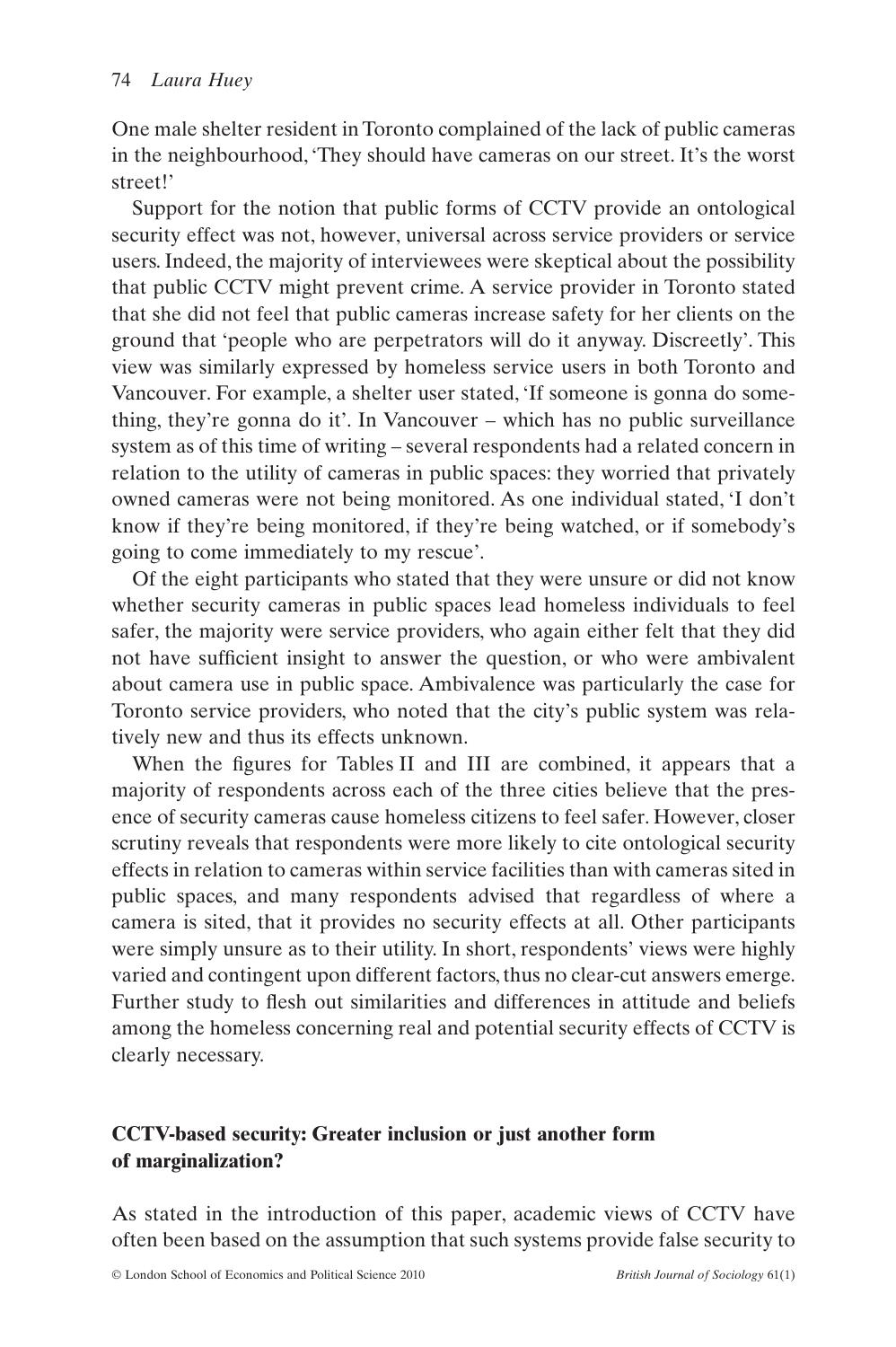One male shelter resident in Toronto complained of the lack of public cameras in the neighbourhood, 'They should have cameras on our street. It's the worst street!'

Support for the notion that public forms of CCTV provide an ontological security effect was not, however, universal across service providers or service users. Indeed, the majority of interviewees were skeptical about the possibility that public CCTV might prevent crime. A service provider in Toronto stated that she did not feel that public cameras increase safety for her clients on the ground that 'people who are perpetrators will do it anyway. Discreetly'. This view was similarly expressed by homeless service users in both Toronto and Vancouver. For example, a shelter user stated, 'If someone is gonna do something, they're gonna do it'. In Vancouver – which has no public surveillance system as of this time of writing – several respondents had a related concern in relation to the utility of cameras in public spaces: they worried that privately owned cameras were not being monitored. As one individual stated, 'I don't know if they're being monitored, if they're being watched, or if somebody's going to come immediately to my rescue'.

Of the eight participants who stated that they were unsure or did not know whether security cameras in public spaces lead homeless individuals to feel safer, the majority were service providers, who again either felt that they did not have sufficient insight to answer the question, or who were ambivalent about camera use in public space. Ambivalence was particularly the case for Toronto service providers, who noted that the city's public system was relatively new and thus its effects unknown.

When the figures for Tables II and III are combined, it appears that a majority of respondents across each of the three cities believe that the presence of security cameras cause homeless citizens to feel safer. However, closer scrutiny reveals that respondents were more likely to cite ontological security effects in relation to cameras within service facilities than with cameras sited in public spaces, and many respondents advised that regardless of where a camera is sited, that it provides no security effects at all. Other participants were simply unsure as to their utility. In short, respondents' views were highly varied and contingent upon different factors, thus no clear-cut answers emerge. Further study to flesh out similarities and differences in attitude and beliefs among the homeless concerning real and potential security effects of CCTV is clearly necessary.

## CCTV-based security: Greater inclusion or just another form of marginalization?

As stated in the introduction of this paper, academic views of CCTV have often been based on the assumption that such systems provide false security to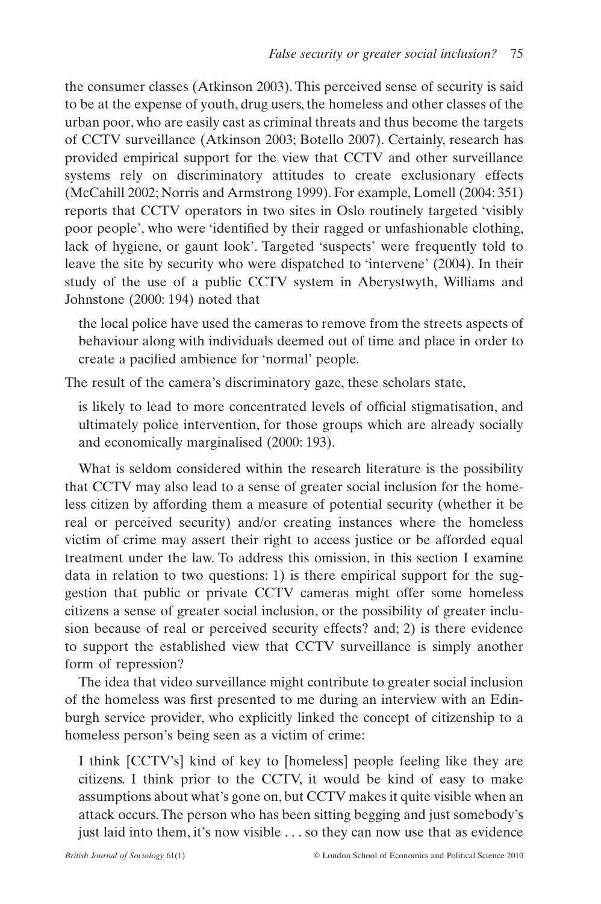the consumer classes (Atkinson 2003). This perceived sense of security is said to be at the expense of youth, drug users, the homeless and other classes of the urban poor, who are easily cast as criminal threats and thus become the targets of CCTV surveillance (Atkinson 2003; Botello 2007). Certainly, research has provided empirical support for the view that CCTV and other surveillance systems rely on discriminatory attitudes to create exclusionary effects (McCahill 2002; Norris and Armstrong 1999). For example, Lomell (2004: 351) reports that CCTV operators in two sites in Oslo routinely targeted 'visibly poor people', who were 'identified by their ragged or unfashionable clothing, lack of hygiene, or gaunt look'. Targeted 'suspects' were frequently told to leave the site by security who were dispatched to 'intervene' (2004). In their study of the use of a public CCTV system in Aberystwyth, Williams and Johnstone (2000: 194) noted that

> the local police have used the cameras to remove from the streets aspects of behaviour along with individuals deemed out of time and place in order to create a pacified ambience for 'normal' people.

The result of the camera's discriminatory gaze, these scholars state,

> is likely to lead to more concentrated levels of official stigmatisation, and ultimately police intervention, for those groups which are already socially and economically marginalised (2000: 193).

What is seldom considered within the research literature is the possibility that CCTV may also lead to a sense of greater social inclusion for the homeless citizen by affording them a measure of potential security (whether it be real or perceived security) and/or creating instances where the homeless victim of crime may assert their right to access justice or be afforded equal treatment under the law. To address this omission, in this section I examine data in relation to two questions: 1) is there empirical support for the suggestion that public or private CCTV cameras might offer some homeless citizens a sense of greater social inclusion, or the possibility of greater inclusion because of real or perceived security effects? and; 2) is there evidence to support the established view that CCTV surveillance is simply another form of repression?

The idea that video surveillance might contribute to greater social inclusion of the homeless was first presented to me during an interview with an Edinburgh service provider, who explicitly linked the concept of citizenship to a homeless person's being seen as a victim of crime:

> I think [CCTV's] kind of key to [homeless] people feeling like they are citizens. I think prior to the CCTV, it would be kind of easy to make assumptions about what's gone on, but CCTV makes it quite visible when an attack occurs. The person who has been sitting begging and just somebody's just laid into them, it's now visible . . . so they can now use that as evidence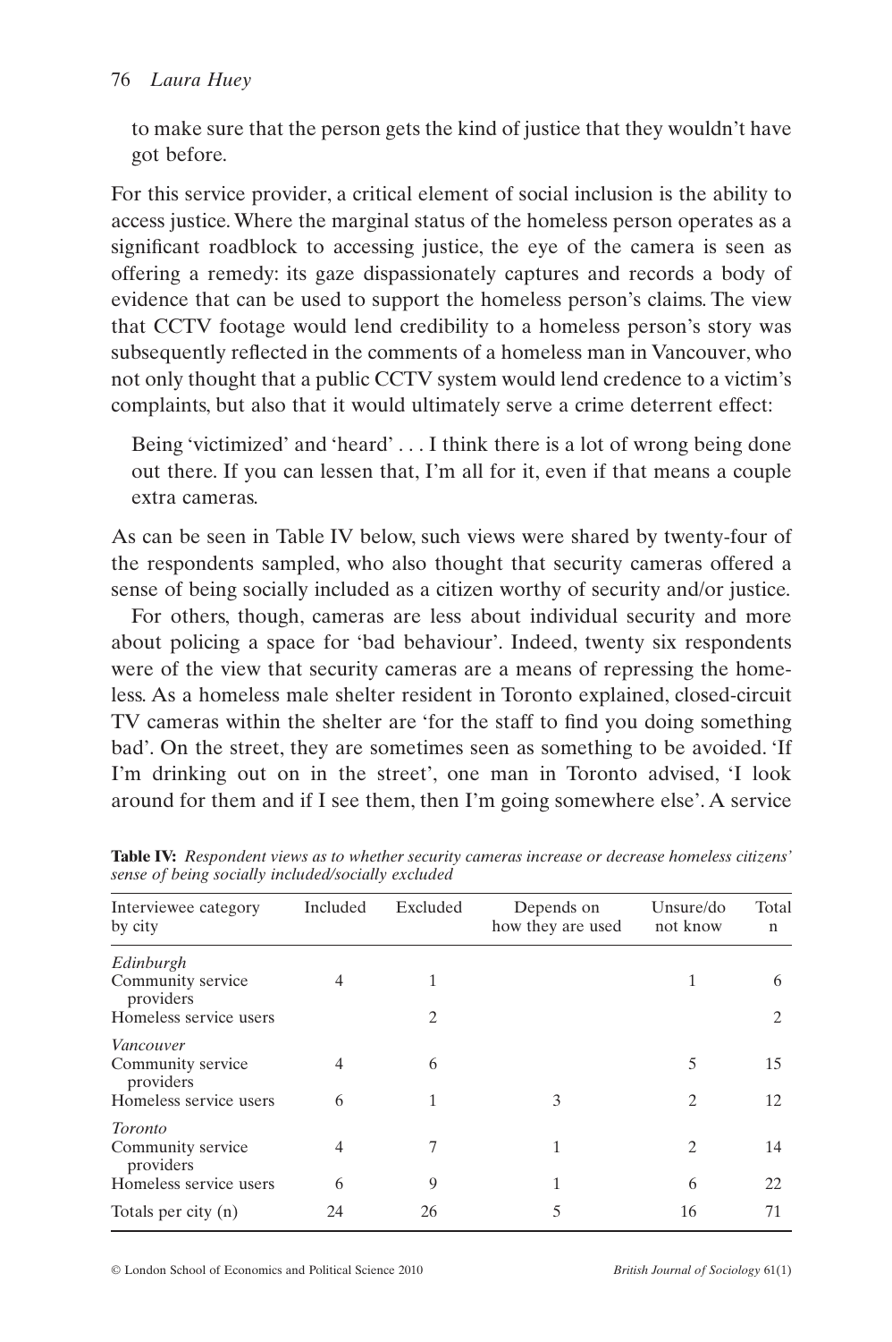to make sure that the person gets the kind of justice that they wouldn't have got before.

For this service provider, a critical element of social inclusion is the ability to access justice. Where the marginal status of the homeless person operates as a significant roadblock to accessing justice, the eye of the camera is seen as offering a remedy: its gaze dispassionately captures and records a body of evidence that can be used to support the homeless person's claims. The view that CCTV footage would lend credibility to a homeless person's story was subsequently reflected in the comments of a homeless man in Vancouver, who not only thought that a public CCTV system would lend credence to a victim's complaints, but also that it would ultimately serve a crime deterrent effect:

> Being 'victimized' and 'heard' . . . I think there is a lot of wrong being done out there. If you can lessen that, I'm all for it, even if that means a couple extra cameras.

As can be seen in Table IV below, such views were shared by twenty-four of the respondents sampled, who also thought that security cameras offered a sense of being socially included as a citizen worthy of security and/or justice.

For others, though, cameras are less about individual security and more about policing a space for 'bad behaviour'. Indeed, twenty six respondents were of the view that security cameras are a means of repressing the homeless. As a homeless male shelter resident in Toronto explained, closed-circuit TV cameras within the shelter are 'for the staff to find you doing something bad'. On the street, they are sometimes seen as something to be avoided. 'If I'm drinking out on in the street', one man in Toronto advised, 'I look around for them and if I see them, then I'm going somewhere else'. A service

**Table IV:** *Respondent views as to whether security cameras increase or decrease homeless citizens' sense of being socially included/socially excluded*

| Interviewee category by city | Included | Excluded | Depends on how they are used | Unsure/do not know | Total n |
|---|---|---|---|---|---|
| *Edinburgh* | | | | | |
| Community service providers | 4 | 1 | | 1 | 6 |
| Homeless service users | | 2 | | | 2 |
| *Vancouver* | | | | | |
| Community service providers | 4 | 6 | | 5 | 15 |
| Homeless service users | 6 | 1 | 3 | 2 | 12 |
| *Toronto* | | | | | |
| Community service providers | 4 | 7 | 1 | 2 | 14 |
| Homeless service users | 6 | 9 | 1 | 6 | 22 |
| Totals per city (n) | 24 | 26 | 5 | 16 | 71 |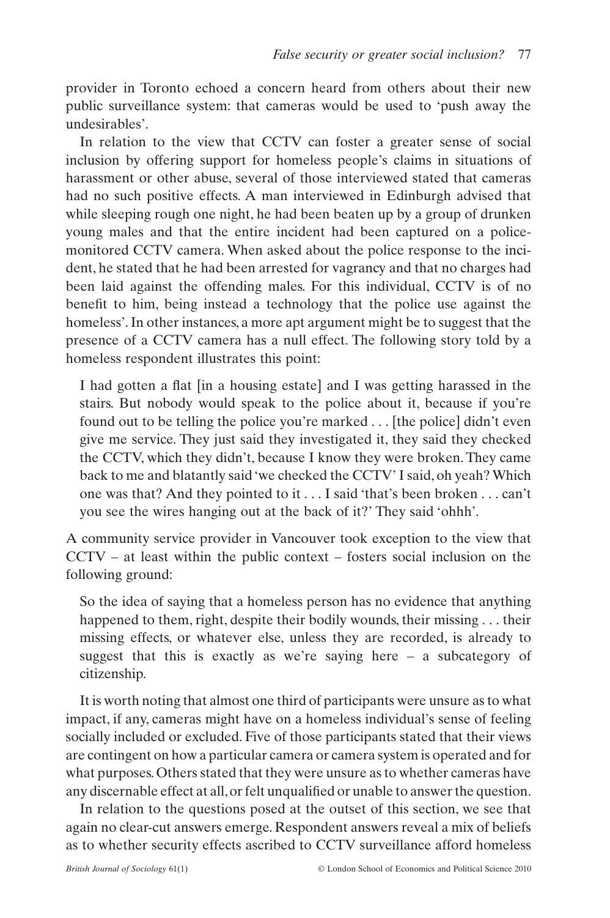provider in Toronto echoed a concern heard from others about their new public surveillance system: that cameras would be used to 'push away the undesirables'.

In relation to the view that CCTV can foster a greater sense of social inclusion by offering support for homeless people's claims in situations of harassment or other abuse, several of those interviewed stated that cameras had no such positive effects. A man interviewed in Edinburgh advised that while sleeping rough one night, he had been beaten up by a group of drunken young males and that the entire incident had been captured on a police-monitored CCTV camera. When asked about the police response to the incident, he stated that he had been arrested for vagrancy and that no charges had been laid against the offending males. For this individual, CCTV is of no benefit to him, being instead a technology that the police use against the homeless'. In other instances, a more apt argument might be to suggest that the presence of a CCTV camera has a null effect. The following story told by a homeless respondent illustrates this point:

> I had gotten a flat [in a housing estate] and I was getting harassed in the stairs. But nobody would speak to the police about it, because if you're found out to be telling the police you're marked . . . [the police] didn't even give me service. They just said they investigated it, they said they checked the CCTV, which they didn't, because I know they were broken. They came back to me and blatantly said 'we checked the CCTV' I said, oh yeah? Which one was that? And they pointed to it . . . I said 'that's been broken . . . can't you see the wires hanging out at the back of it?' They said 'ohhh'.

A community service provider in Vancouver took exception to the view that CCTV – at least within the public context – fosters social inclusion on the following ground:

> So the idea of saying that a homeless person has no evidence that anything happened to them, right, despite their bodily wounds, their missing . . . their missing effects, or whatever else, unless they are recorded, is already to suggest that this is exactly as we're saying here – a subcategory of citizenship.

It is worth noting that almost one third of participants were unsure as to what impact, if any, cameras might have on a homeless individual's sense of feeling socially included or excluded. Five of those participants stated that their views are contingent on how a particular camera or camera system is operated and for what purposes. Others stated that they were unsure as to whether cameras have any discernable effect at all, or felt unqualified or unable to answer the question.

In relation to the questions posed at the outset of this section, we see that again no clear-cut answers emerge. Respondent answers reveal a mix of beliefs as to whether security effects ascribed to CCTV surveillance afford homeless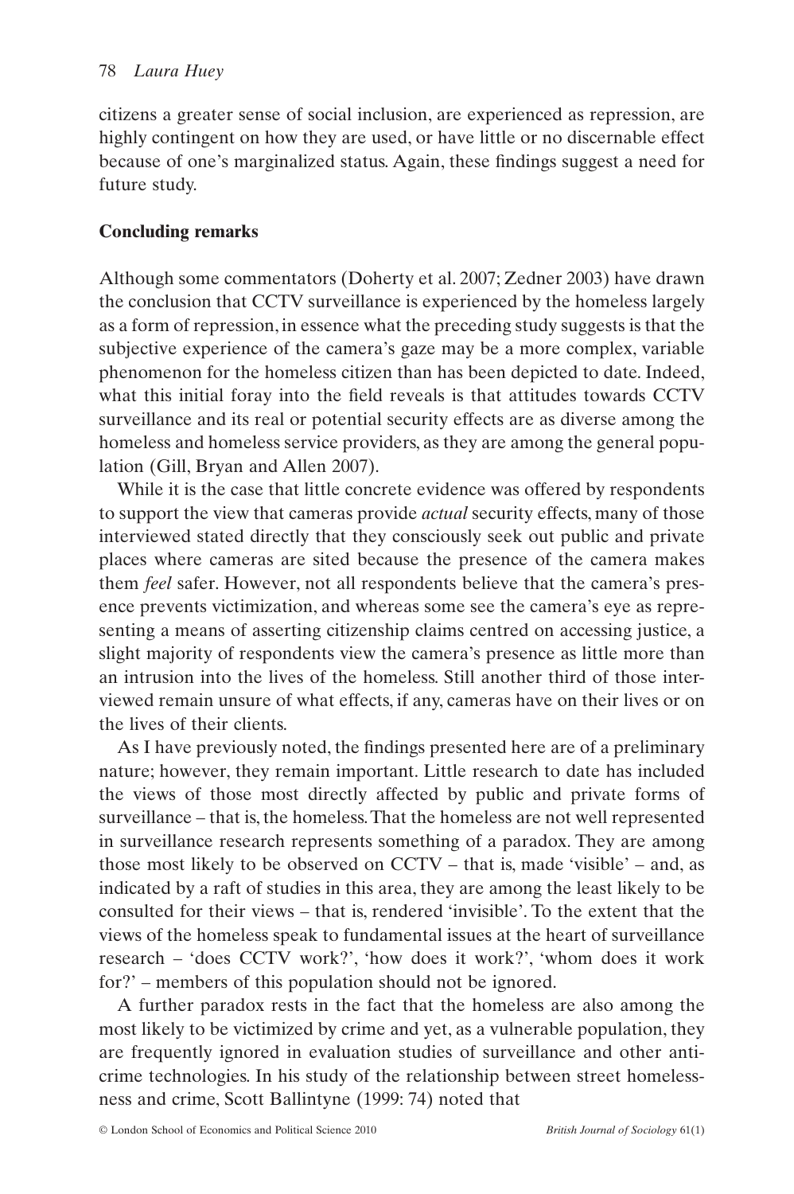citizens a greater sense of social inclusion, are experienced as repression, are highly contingent on how they are used, or have little or no discernable effect because of one's marginalized status. Again, these findings suggest a need for future study.

## Concluding remarks

Although some commentators (Doherty et al. 2007; Zedner 2003) have drawn the conclusion that CCTV surveillance is experienced by the homeless largely as a form of repression, in essence what the preceding study suggests is that the subjective experience of the camera's gaze may be a more complex, variable phenomenon for the homeless citizen than has been depicted to date. Indeed, what this initial foray into the field reveals is that attitudes towards CCTV surveillance and its real or potential security effects are as diverse among the homeless and homeless service providers, as they are among the general population (Gill, Bryan and Allen 2007).

While it is the case that little concrete evidence was offered by respondents to support the view that cameras provide *actual* security effects, many of those interviewed stated directly that they consciously seek out public and private places where cameras are sited because the presence of the camera makes them *feel* safer. However, not all respondents believe that the camera's presence prevents victimization, and whereas some see the camera's eye as representing a means of asserting citizenship claims centred on accessing justice, a slight majority of respondents view the camera's presence as little more than an intrusion into the lives of the homeless. Still another third of those interviewed remain unsure of what effects, if any, cameras have on their lives or on the lives of their clients.

As I have previously noted, the findings presented here are of a preliminary nature; however, they remain important. Little research to date has included the views of those most directly affected by public and private forms of surveillance – that is, the homeless. That the homeless are not well represented in surveillance research represents something of a paradox. They are among those most likely to be observed on CCTV – that is, made 'visible' – and, as indicated by a raft of studies in this area, they are among the least likely to be consulted for their views – that is, rendered 'invisible'. To the extent that the views of the homeless speak to fundamental issues at the heart of surveillance research – 'does CCTV work?', 'how does it work?', 'whom does it work for?' – members of this population should not be ignored.

A further paradox rests in the fact that the homeless are also among the most likely to be victimized by crime and yet, as a vulnerable population, they are frequently ignored in evaluation studies of surveillance and other anti-crime technologies. In his study of the relationship between street homelessness and crime, Scott Ballintyne (1999: 74) noted that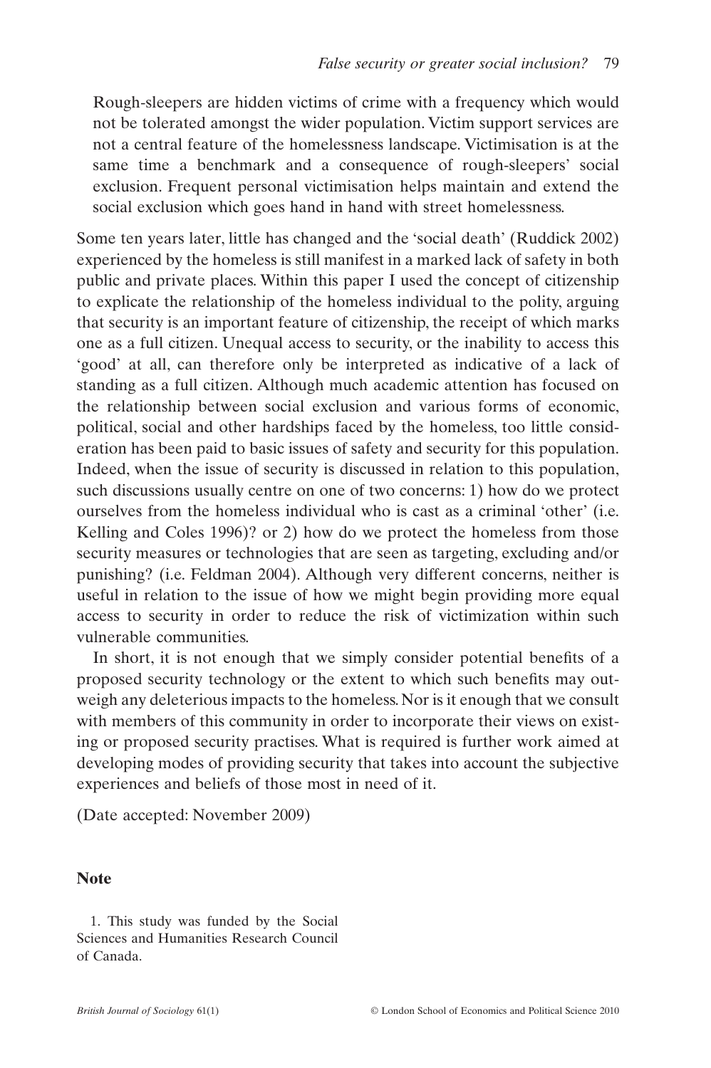> Rough-sleepers are hidden victims of crime with a frequency which would not be tolerated amongst the wider population. Victim support services are not a central feature of the homelessness landscape. Victimisation is at the same time a benchmark and a consequence of rough-sleepers' social exclusion. Frequent personal victimisation helps maintain and extend the social exclusion which goes hand in hand with street homelessness.

Some ten years later, little has changed and the 'social death' (Ruddick 2002) experienced by the homeless is still manifest in a marked lack of safety in both public and private places. Within this paper I used the concept of citizenship to explicate the relationship of the homeless individual to the polity, arguing that security is an important feature of citizenship, the receipt of which marks one as a full citizen. Unequal access to security, or the inability to access this 'good' at all, can therefore only be interpreted as indicative of a lack of standing as a full citizen. Although much academic attention has focused on the relationship between social exclusion and various forms of economic, political, social and other hardships faced by the homeless, too little consideration has been paid to basic issues of safety and security for this population. Indeed, when the issue of security is discussed in relation to this population, such discussions usually centre on one of two concerns: 1) how do we protect ourselves from the homeless individual who is cast as a criminal 'other' (i.e. Kelling and Coles 1996)? or 2) how do we protect the homeless from those security measures or technologies that are seen as targeting, excluding and/or punishing? (i.e. Feldman 2004). Although very different concerns, neither is useful in relation to the issue of how we might begin providing more equal access to security in order to reduce the risk of victimization within such vulnerable communities.

In short, it is not enough that we simply consider potential benefits of a proposed security technology or the extent to which such benefits may outweigh any deleterious impacts to the homeless. Nor is it enough that we consult with members of this community in order to incorporate their views on existing or proposed security practises. What is required is further work aimed at developing modes of providing security that takes into account the subjective experiences and beliefs of those most in need of it.

(Date accepted: November 2009)

## Note

1. This study was funded by the Social Sciences and Humanities Research Council of Canada.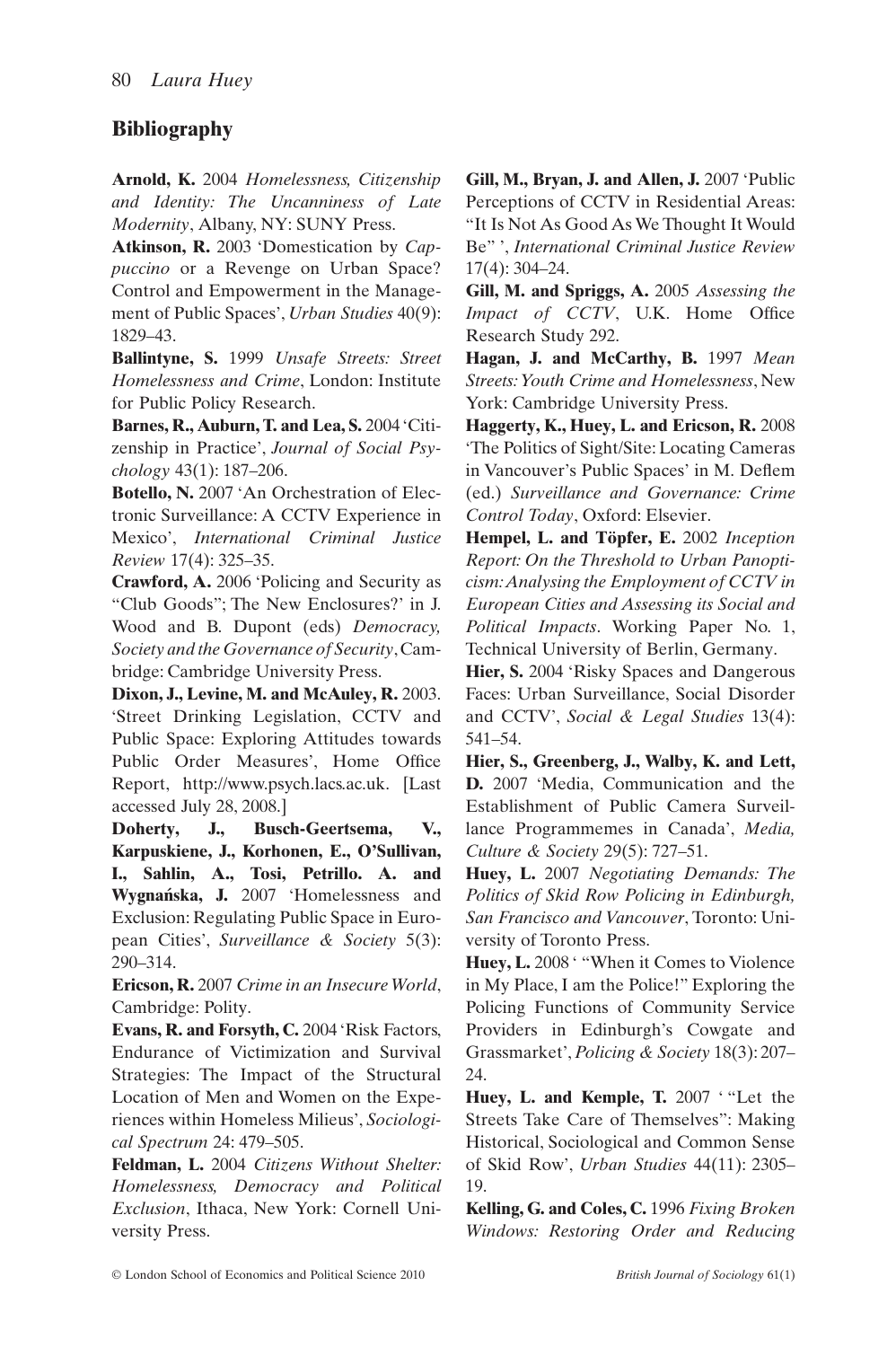## Bibliography

**Arnold, K.** 2004 *Homelessness, Citizenship and Identity: The Uncanniness of Late Modernity*, Albany, NY: SUNY Press.

**Atkinson, R.** 2003 'Domestication by *Cappuccino* or a Revenge on Urban Space? Control and Empowerment in the Management of Public Spaces', *Urban Studies* 40(9): 1829–43.

**Ballintyne, S.** 1999 *Unsafe Streets: Street Homelessness and Crime*, London: Institute for Public Policy Research.

**Barnes, R., Auburn, T. and Lea, S.** 2004 'Citizenship in Practice', *Journal of Social Psychology* 43(1): 187–206.

**Botello, N.** 2007 'An Orchestration of Electronic Surveillance: A CCTV Experience in Mexico', *International Criminal Justice Review* 17(4): 325–35.

**Crawford, A.** 2006 'Policing and Security as "Club Goods"; The New Enclosures?' in J. Wood and B. Dupont (eds) *Democracy, Society and the Governance of Security*, Cambridge: Cambridge University Press.

**Dixon, J., Levine, M. and McAuley, R.** 2003. 'Street Drinking Legislation, CCTV and Public Space: Exploring Attitudes towards Public Order Measures', Home Office Report, http://www.psych.lacs.ac.uk. [Last accessed July 28, 2008.]

**Doherty, J., Busch-Geertsema, V., Karpuskiene, J., Korhonen, E., O'Sullivan, I., Sahlin, A., Tosi, Petrillo. A. and Wygnańska, J.** 2007 'Homelessness and Exclusion: Regulating Public Space in European Cities', *Surveillance & Society* 5(3): 290–314.

**Ericson, R.** 2007 *Crime in an Insecure World*, Cambridge: Polity.

**Evans, R. and Forsyth, C.** 2004 'Risk Factors, Endurance of Victimization and Survival Strategies: The Impact of the Structural Location of Men and Women on the Experiences within Homeless Milieus', *Sociological Spectrum* 24: 479–505.

**Feldman, L.** 2004 *Citizens Without Shelter: Homelessness, Democracy and Political Exclusion*, Ithaca, New York: Cornell University Press.

**Gill, M., Bryan, J. and Allen, J.** 2007 'Public Perceptions of CCTV in Residential Areas: "It Is Not As Good As We Thought It Would Be" ', *International Criminal Justice Review* 17(4): 304–24.

**Gill, M. and Spriggs, A.** 2005 *Assessing the Impact of CCTV*, U.K. Home Office Research Study 292.

**Hagan, J. and McCarthy, B.** 1997 *Mean Streets: Youth Crime and Homelessness*, New York: Cambridge University Press.

**Haggerty, K., Huey, L. and Ericson, R.** 2008 'The Politics of Sight/Site: Locating Cameras in Vancouver's Public Spaces' in M. Deflem (ed.) *Surveillance and Governance: Crime Control Today*, Oxford: Elsevier.

**Hempel, L. and Töpfer, E.** 2002 *Inception Report: On the Threshold to Urban Panopticism: Analysing the Employment of CCTV in European Cities and Assessing its Social and Political Impacts*. Working Paper No. 1, Technical University of Berlin, Germany.

**Hier, S.** 2004 'Risky Spaces and Dangerous Faces: Urban Surveillance, Social Disorder and CCTV', *Social & Legal Studies* 13(4): 541–54.

**Hier, S., Greenberg, J., Walby, K. and Lett, D.** 2007 'Media, Communication and the Establishment of Public Camera Surveillance Programmemes in Canada', *Media, Culture & Society* 29(5): 727–51.

**Huey, L.** 2007 *Negotiating Demands: The Politics of Skid Row Policing in Edinburgh, San Francisco and Vancouver*, Toronto: University of Toronto Press.

**Huey, L.** 2008 ' "When it Comes to Violence in My Place, I am the Police!" Exploring the Policing Functions of Community Service Providers in Edinburgh's Cowgate and Grassmarket', *Policing & Society* 18(3): 207–24.

**Huey, L. and Kemple, T.** 2007 ' "Let the Streets Take Care of Themselves": Making Historical, Sociological and Common Sense of Skid Row', *Urban Studies* 44(11): 2305–19.

**Kelling, G. and Coles, C.** 1996 *Fixing Broken Windows: Restoring Order and Reducing*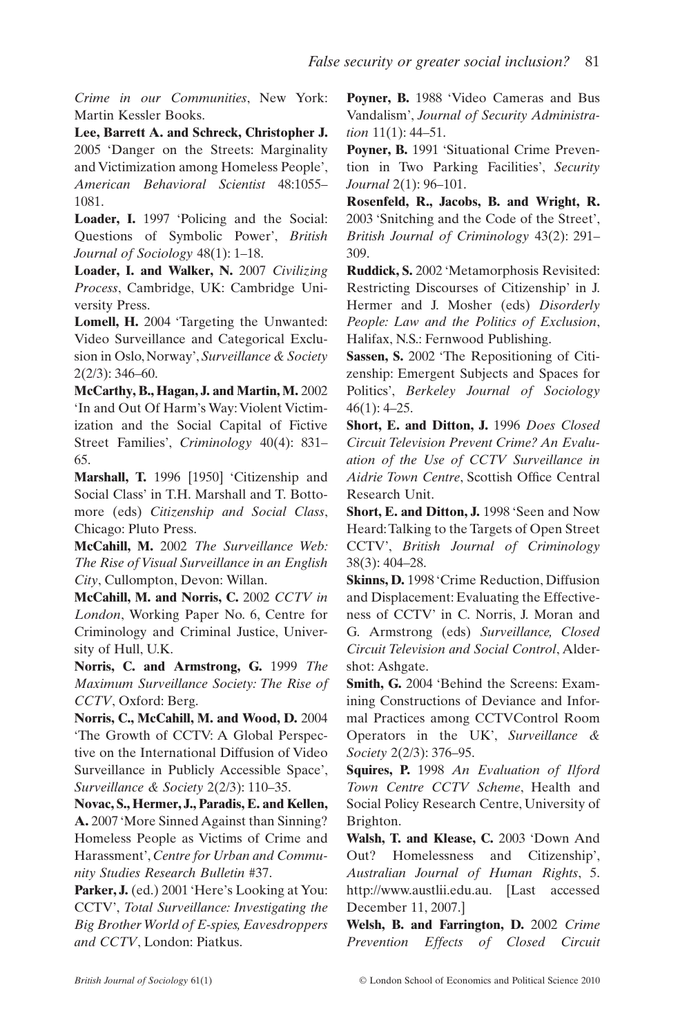*Crime in our Communities*, New York: Martin Kessler Books.

**Lee, Barrett A. and Schreck, Christopher J.** 2005 'Danger on the Streets: Marginality and Victimization among Homeless People', *American Behavioral Scientist* 48:1055–1081.

**Loader, I.** 1997 'Policing and the Social: Questions of Symbolic Power', *British Journal of Sociology* 48(1): 1–18.

**Loader, I. and Walker, N.** 2007 *Civilizing Process*, Cambridge, UK: Cambridge University Press.

**Lomell, H.** 2004 'Targeting the Unwanted: Video Surveillance and Categorical Exclusion in Oslo, Norway', *Surveillance & Society* 2(2/3): 346–60.

**McCarthy, B., Hagan, J. and Martin, M.** 2002 'In and Out Of Harm's Way: Violent Victimization and the Social Capital of Fictive Street Families', *Criminology* 40(4): 831–65.

**Marshall, T.** 1996 [1950] 'Citizenship and Social Class' in T.H. Marshall and T. Bottomore (eds) *Citizenship and Social Class*, Chicago: Pluto Press.

**McCahill, M.** 2002 *The Surveillance Web: The Rise of Visual Surveillance in an English City*, Cullompton, Devon: Willan.

**McCahill, M. and Norris, C.** 2002 *CCTV in London*, Working Paper No. 6, Centre for Criminology and Criminal Justice, University of Hull, U.K.

**Norris, C. and Armstrong, G.** 1999 *The Maximum Surveillance Society: The Rise of CCTV*, Oxford: Berg.

**Norris, C., McCahill, M. and Wood, D.** 2004 'The Growth of CCTV: A Global Perspective on the International Diffusion of Video Surveillance in Publicly Accessible Space', *Surveillance & Society* 2(2/3): 110–35.

**Novac, S., Hermer, J., Paradis, E. and Kellen, A.** 2007 'More Sinned Against than Sinning? Homeless People as Victims of Crime and Harassment', *Centre for Urban and Community Studies Research Bulletin* #37.

**Parker, J.** (ed.) 2001 'Here's Looking at You: CCTV', *Total Surveillance: Investigating the Big Brother World of E-spies, Eavesdroppers and CCTV*, London: Piatkus.

**Poyner, B.** 1988 'Video Cameras and Bus Vandalism', *Journal of Security Administration* 11(1): 44–51.

**Poyner, B.** 1991 'Situational Crime Prevention in Two Parking Facilities', *Security Journal* 2(1): 96–101.

**Rosenfeld, R., Jacobs, B. and Wright, R.** 2003 'Snitching and the Code of the Street', *British Journal of Criminology* 43(2): 291–309.

**Ruddick, S.** 2002 'Metamorphosis Revisited: Restricting Discourses of Citizenship' in J. Hermer and J. Mosher (eds) *Disorderly People: Law and the Politics of Exclusion*, Halifax, N.S.: Fernwood Publishing.

**Sassen, S.** 2002 'The Repositioning of Citizenship: Emergent Subjects and Spaces for Politics', *Berkeley Journal of Sociology* 46(1): 4–25.

**Short, E. and Ditton, J.** 1996 *Does Closed Circuit Television Prevent Crime? An Evaluation of the Use of CCTV Surveillance in Aidrie Town Centre*, Scottish Office Central Research Unit.

**Short, E. and Ditton, J.** 1998 'Seen and Now Heard: Talking to the Targets of Open Street CCTV', *British Journal of Criminology* 38(3): 404–28.

**Skinns, D.** 1998 'Crime Reduction, Diffusion and Displacement: Evaluating the Effectiveness of CCTV' in C. Norris, J. Moran and G. Armstrong (eds) *Surveillance, Closed Circuit Television and Social Control*, Aldershot: Ashgate.

**Smith, G.** 2004 'Behind the Screens: Examining Constructions of Deviance and Informal Practices among CCTVControl Room Operators in the UK', *Surveillance & Society* 2(2/3): 376–95.

**Squires, P.** 1998 *An Evaluation of Ilford Town Centre CCTV Scheme*, Health and Social Policy Research Centre, University of Brighton.

**Walsh, T. and Klease, C.** 2003 'Down And Out? Homelessness and Citizenship', *Australian Journal of Human Rights*, 5. http://www.austlii.edu.au. [Last accessed December 11, 2007.]

**Welsh, B. and Farrington, D.** 2002 *Crime Prevention Effects of Closed Circuit*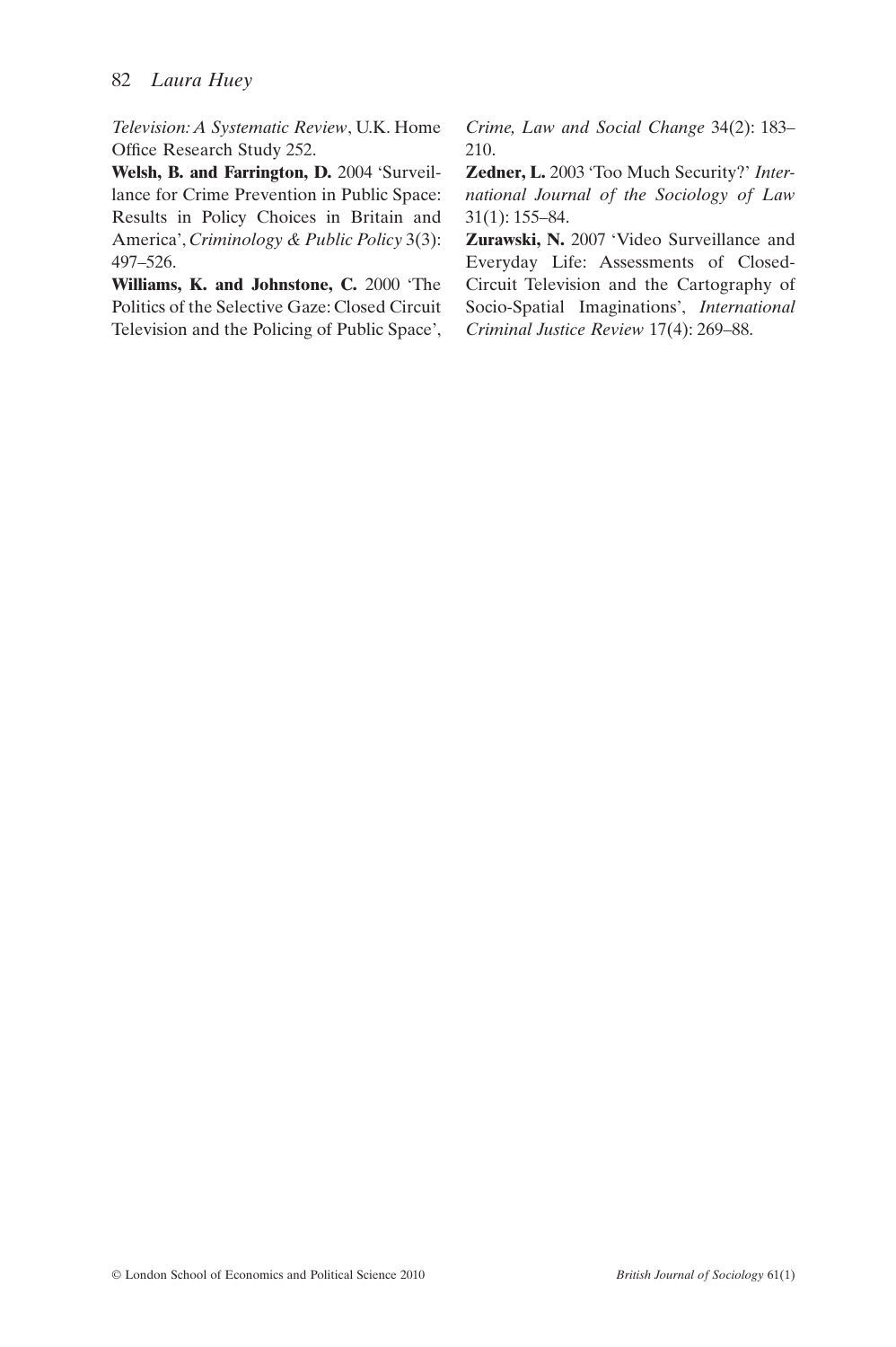*Television: A Systematic Review*, U.K. Home Office Research Study 252.

**Welsh, B. and Farrington, D.** 2004 'Surveillance for Crime Prevention in Public Space: Results in Policy Choices in Britain and America', *Criminology & Public Policy* 3(3): 497–526.

**Williams, K. and Johnstone, C.** 2000 'The Politics of the Selective Gaze: Closed Circuit Television and the Policing of Public Space', *Crime, Law and Social Change* 34(2): 183–210.

**Zedner, L.** 2003 'Too Much Security?' *International Journal of the Sociology of Law* 31(1): 155–84.

**Zurawski, N.** 2007 'Video Surveillance and Everyday Life: Assessments of Closed-Circuit Television and the Cartography of Socio-Spatial Imaginations', *International Criminal Justice Review* 17(4): 269–88.